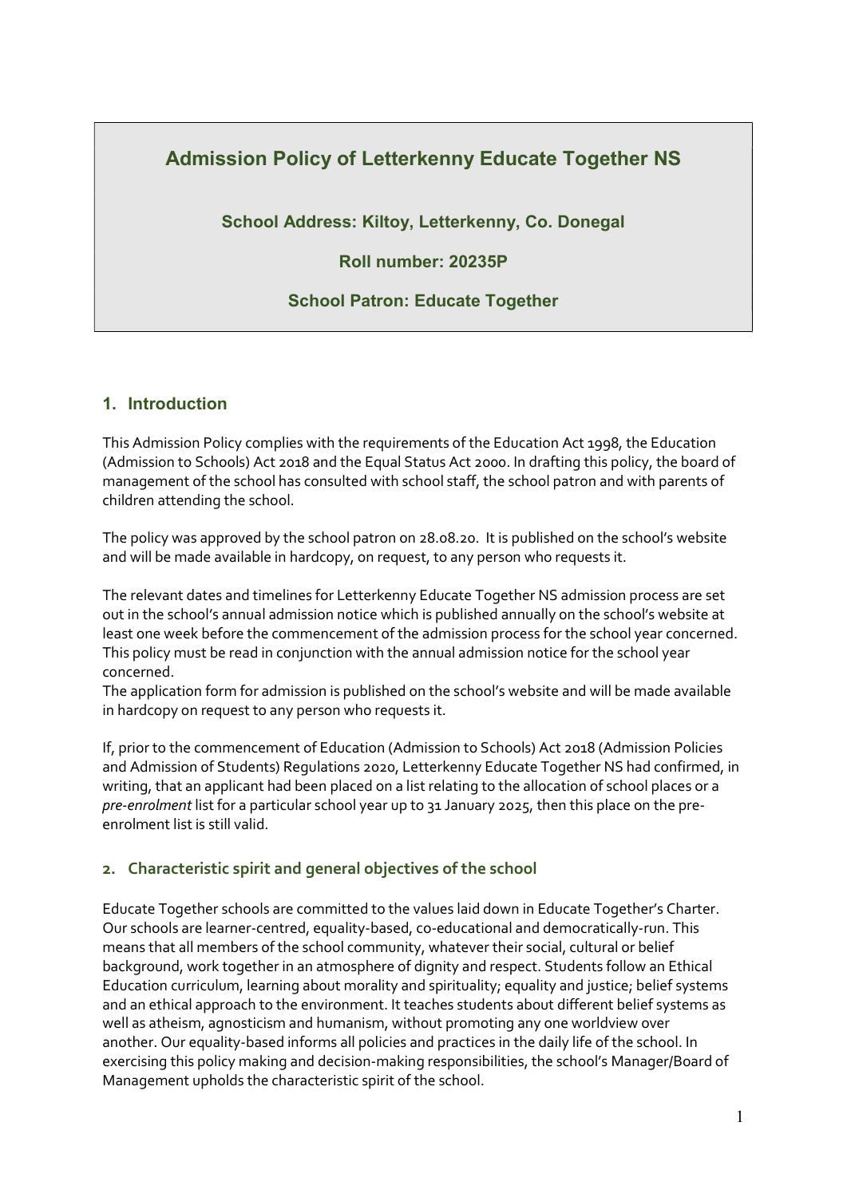# Admission Policy of Letterkenny Educate Together NS

**School Address: Kiltoy, Letterkenny, Co. Donegal**

**Roll number: 20235P**

**School Patron: Educate Together**

## 1. Introduction

This Admission Policy complies with the requirements of the Education Act 1998, the Education (Admission to Schools) Act 2018 and the Equal Status Act 2000. In drafting this policy, the board of management of the school has consulted with school staff, the school patron and with parents of children attending the school.

The policy was approved by the school patron on 28.08.20. It is published on the school's website and will be made available in hardcopy, on request, to any person who requests it.

The relevant dates and timelines for Letterkenny Educate Together NS admission process are set out in the school's annual admission notice which is published annually on the school's website at least one week before the commencement of the admission process for the school year concerned. This policy must be read in conjunction with the annual admission notice for the school year concerned.
The application form for admission is published on the school's website and will be made available in hardcopy on request to any person who requests it.

If, prior to the commencement of Education (Admission to Schools) Act 2018 (Admission Policies and Admission of Students) Regulations 2020, Letterkenny Educate Together NS had confirmed, in writing, that an applicant had been placed on a list relating to the allocation of school places or a *pre-enrolment* list for a particular school year up to 31 January 2025, then this place on the pre-enrolment list is still valid.

## 2. Characteristic spirit and general objectives of the school

Educate Together schools are committed to the values laid down in Educate Together's Charter. Our schools are learner-centred, equality-based, co-educational and democratically-run. This means that all members of the school community, whatever their social, cultural or belief background, work together in an atmosphere of dignity and respect. Students follow an Ethical Education curriculum, learning about morality and spirituality; equality and justice; belief systems and an ethical approach to the environment. It teaches students about different belief systems as well as atheism, agnosticism and humanism, without promoting any one worldview over another. Our equality-based informs all policies and practices in the daily life of the school. In exercising this policy making and decision-making responsibilities, the school's Manager/Board of Management upholds the characteristic spirit of the school.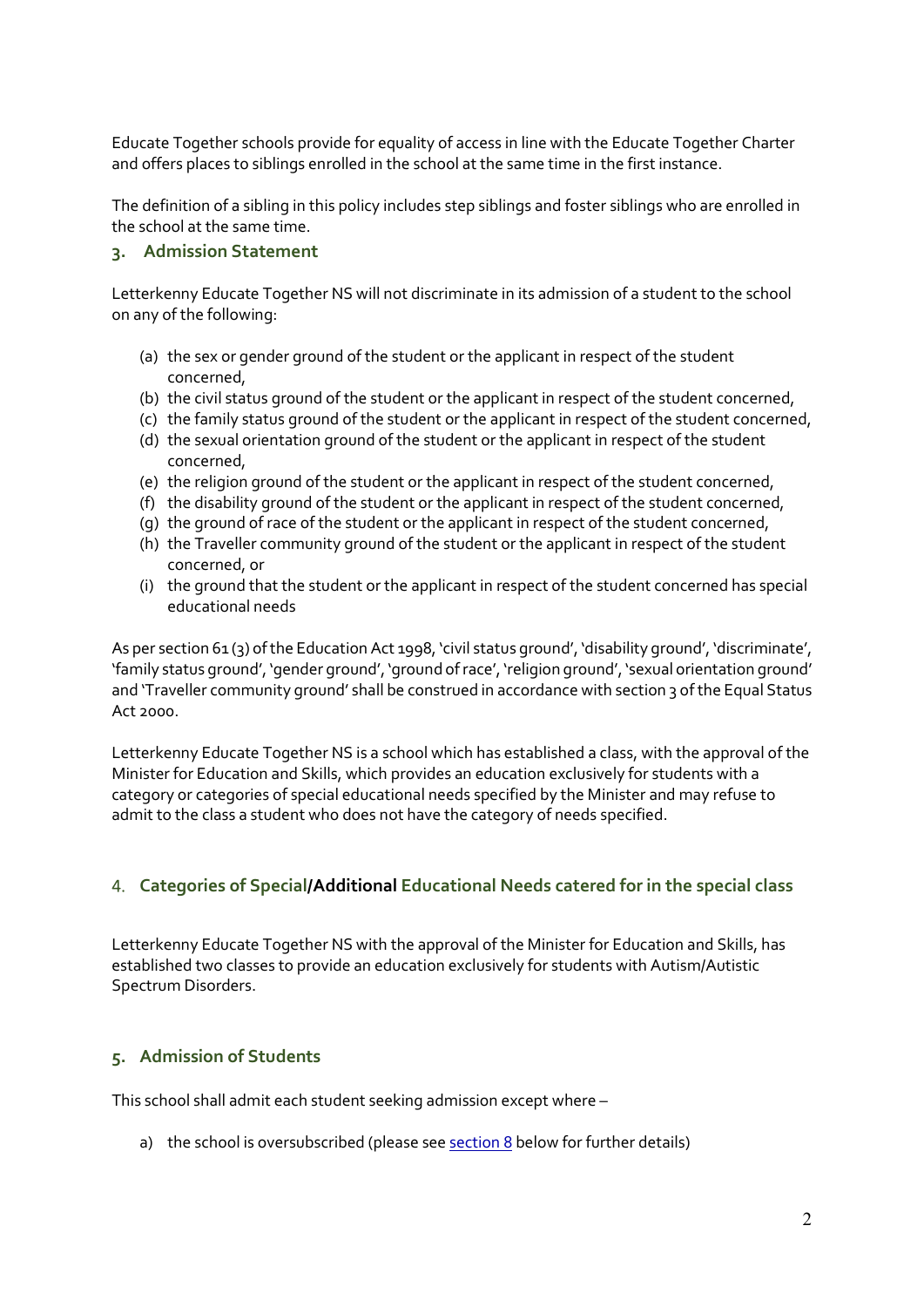Educate Together schools provide for equality of access in line with the Educate Together Charter and offers places to siblings enrolled in the school at the same time in the first instance.

The definition of a sibling in this policy includes step siblings and foster siblings who are enrolled in the school at the same time.

## 3. Admission Statement

Letterkenny Educate Together NS will not discriminate in its admission of a student to the school on any of the following:

(a) the sex or gender ground of the student or the applicant in respect of the student concerned,
(b) the civil status ground of the student or the applicant in respect of the student concerned,
(c) the family status ground of the student or the applicant in respect of the student concerned,
(d) the sexual orientation ground of the student or the applicant in respect of the student concerned,
(e) the religion ground of the student or the applicant in respect of the student concerned,
(f) the disability ground of the student or the applicant in respect of the student concerned,
(g) the ground of race of the student or the applicant in respect of the student concerned,
(h) the Traveller community ground of the student or the applicant in respect of the student concerned, or
(i) the ground that the student or the applicant in respect of the student concerned has special educational needs

As per section 61 (3) of the Education Act 1998, 'civil status ground', 'disability ground', 'discriminate', 'family status ground', 'gender ground', 'ground of race', 'religion ground', 'sexual orientation ground' and 'Traveller community ground' shall be construed in accordance with section 3 of the Equal Status Act 2000.

Letterkenny Educate Together NS is a school which has established a class, with the approval of the Minister for Education and Skills, which provides an education exclusively for students with a category or categories of special educational needs specified by the Minister and may refuse to admit to the class a student who does not have the category of needs specified.

## 4. Categories of Special/Additional Educational Needs catered for in the special class

Letterkenny Educate Together NS with the approval of the Minister for Education and Skills, has established two classes to provide an education exclusively for students with Autism/Autistic Spectrum Disorders.

## 5. Admission of Students

This school shall admit each student seeking admission except where –

a) the school is oversubscribed (please see section 8 below for further details)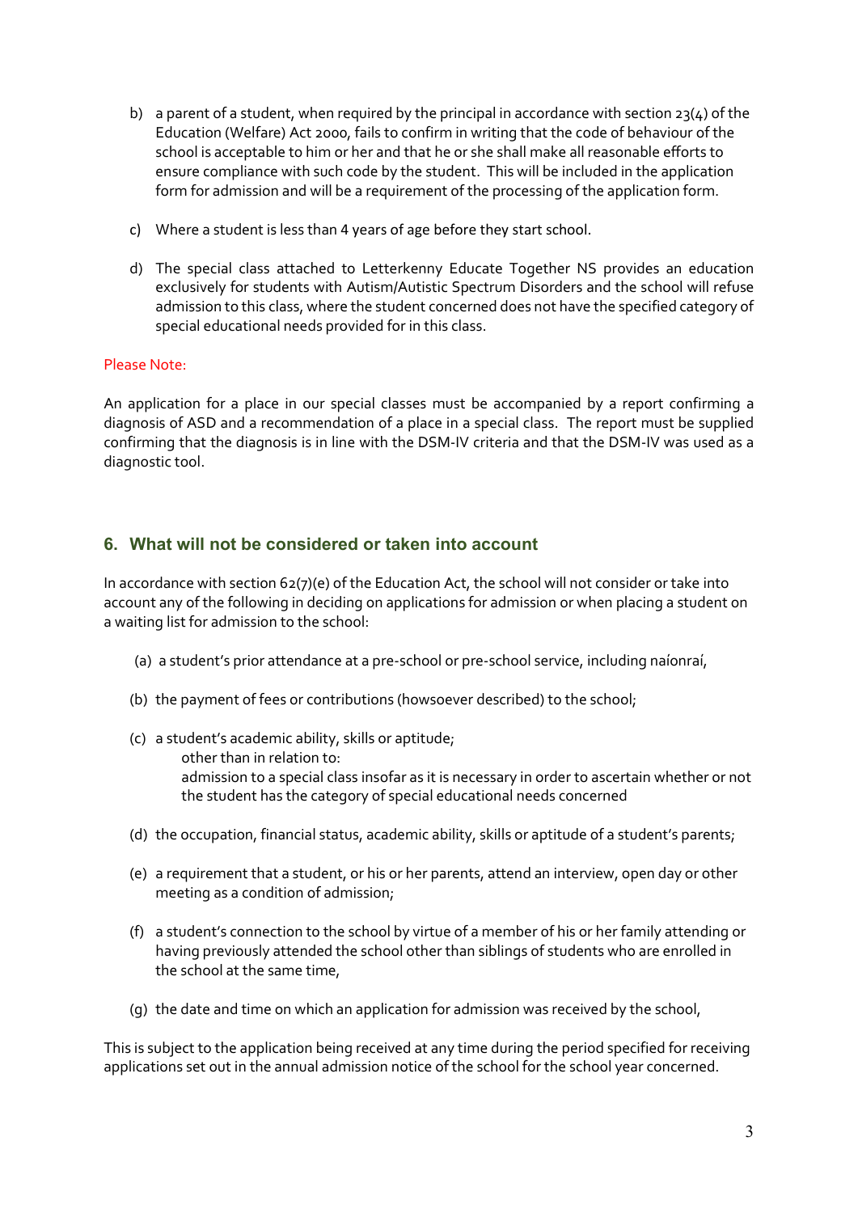b) a parent of a student, when required by the principal in accordance with section 23(4) of the Education (Welfare) Act 2000, fails to confirm in writing that the code of behaviour of the school is acceptable to him or her and that he or she shall make all reasonable efforts to ensure compliance with such code by the student. This will be included in the application form for admission and will be a requirement of the processing of the application form.

c) Where a student is less than 4 years of age before they start school.

d) The special class attached to Letterkenny Educate Together NS provides an education exclusively for students with Autism/Autistic Spectrum Disorders and the school will refuse admission to this class, where the student concerned does not have the specified category of special educational needs provided for in this class.

Please Note:

An application for a place in our special classes must be accompanied by a report confirming a diagnosis of ASD and a recommendation of a place in a special class. The report must be supplied confirming that the diagnosis is in line with the DSM-IV criteria and that the DSM-IV was used as a diagnostic tool.

## 6. What will not be considered or taken into account

In accordance with section 62(7)(e) of the Education Act, the school will not consider or take into account any of the following in deciding on applications for admission or when placing a student on a waiting list for admission to the school:

(a) a student's prior attendance at a pre-school or pre-school service, including naíonraí,

(b) the payment of fees or contributions (howsoever described) to the school;

(c) a student's academic ability, skills or aptitude;
 other than in relation to:
 admission to a special class insofar as it is necessary in order to ascertain whether or not the student has the category of special educational needs concerned

(d) the occupation, financial status, academic ability, skills or aptitude of a student's parents;

(e) a requirement that a student, or his or her parents, attend an interview, open day or other meeting as a condition of admission;

(f) a student's connection to the school by virtue of a member of his or her family attending or having previously attended the school other than siblings of students who are enrolled in the school at the same time,

(g) the date and time on which an application for admission was received by the school,

This is subject to the application being received at any time during the period specified for receiving applications set out in the annual admission notice of the school for the school year concerned.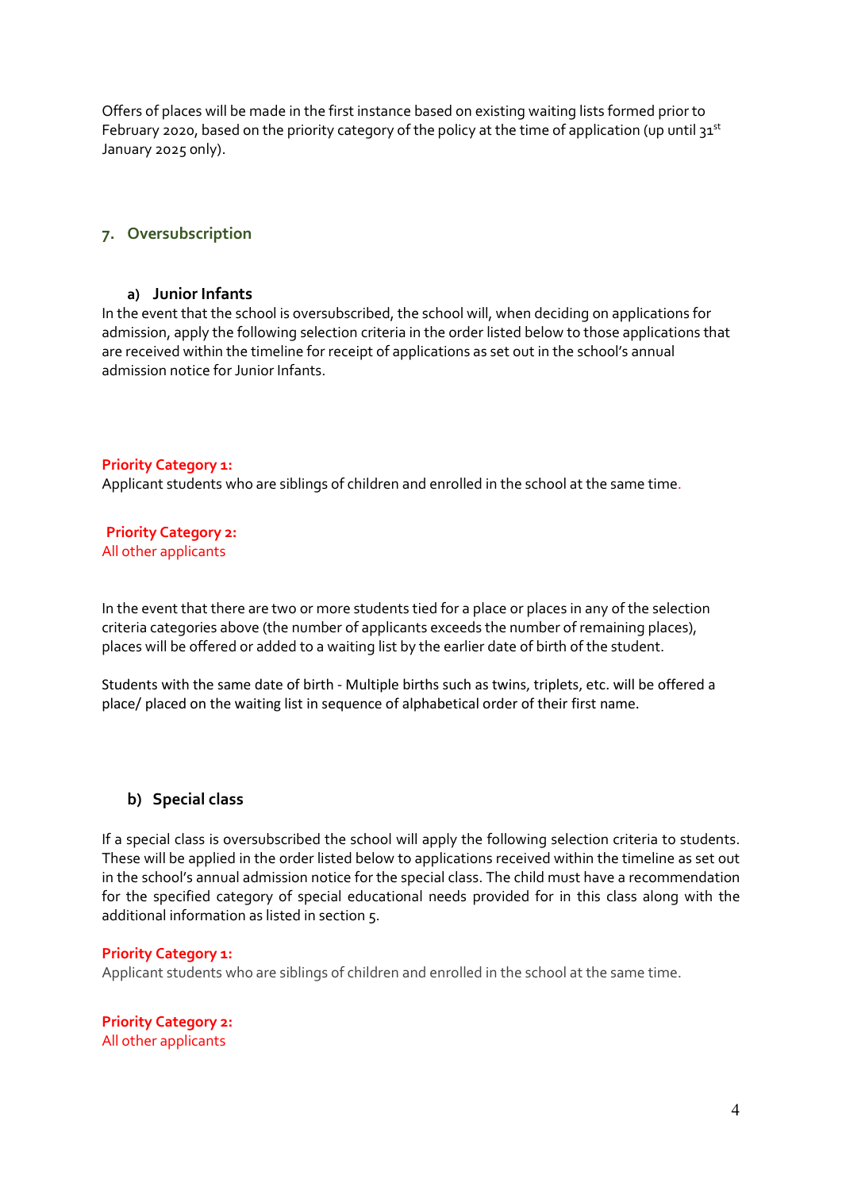Offers of places will be made in the first instance based on existing waiting lists formed prior to February 2020, based on the priority category of the policy at the time of application (up until 31st January 2025 only).

## 7. Oversubscription

### a) Junior Infants

In the event that the school is oversubscribed, the school will, when deciding on applications for admission, apply the following selection criteria in the order listed below to those applications that are received within the timeline for receipt of applications as set out in the school's annual admission notice for Junior Infants.

**Priority Category 1:**
Applicant students who are siblings of children and enrolled in the school at the same time.

**Priority Category 2:**
All other applicants

In the event that there are two or more students tied for a place or places in any of the selection criteria categories above (the number of applicants exceeds the number of remaining places), places will be offered or added to a waiting list by the earlier date of birth of the student.

Students with the same date of birth - Multiple births such as twins, triplets, etc. will be offered a place/ placed on the waiting list in sequence of alphabetical order of their first name.

### b) Special class

If a special class is oversubscribed the school will apply the following selection criteria to students. These will be applied in the order listed below to applications received within the timeline as set out in the school's annual admission notice for the special class. The child must have a recommendation for the specified category of special educational needs provided for in this class along with the additional information as listed in section 5.

**Priority Category 1:**
Applicant students who are siblings of children and enrolled in the school at the same time.

**Priority Category 2:**
All other applicants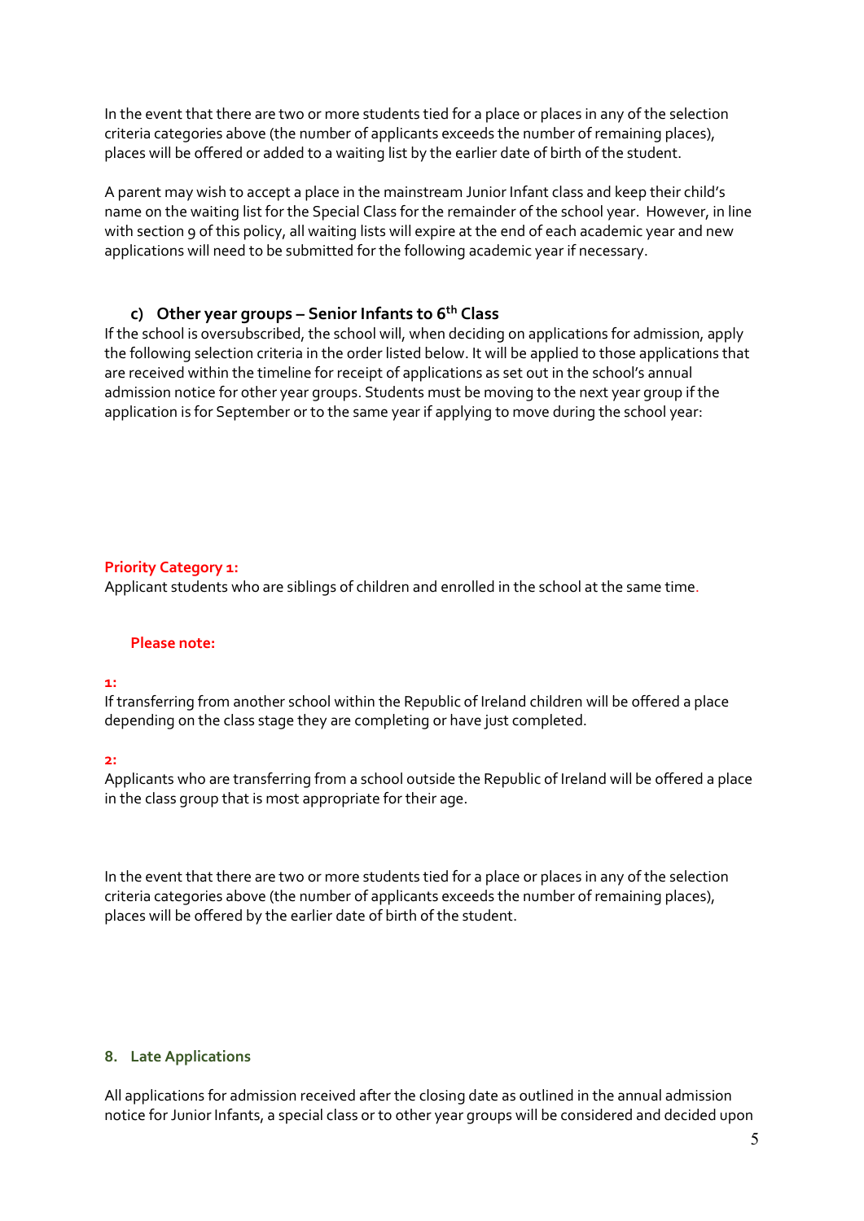In the event that there are two or more students tied for a place or places in any of the selection criteria categories above (the number of applicants exceeds the number of remaining places), places will be offered or added to a waiting list by the earlier date of birth of the student.

A parent may wish to accept a place in the mainstream Junior Infant class and keep their child's name on the waiting list for the Special Class for the remainder of the school year. However, in line with section 9 of this policy, all waiting lists will expire at the end of each academic year and new applications will need to be submitted for the following academic year if necessary.

### c) Other year groups – Senior Infants to 6th Class

If the school is oversubscribed, the school will, when deciding on applications for admission, apply the following selection criteria in the order listed below. It will be applied to those applications that are received within the timeline for receipt of applications as set out in the school's annual admission notice for other year groups. Students must be moving to the next year group if the application is for September or to the same year if applying to move during the school year:

**Priority Category 1:**
Applicant students who are siblings of children and enrolled in the school at the same time.

**Please note:**

**1:**
If transferring from another school within the Republic of Ireland children will be offered a place depending on the class stage they are completing or have just completed.

**2:**
Applicants who are transferring from a school outside the Republic of Ireland will be offered a place in the class group that is most appropriate for their age.

In the event that there are two or more students tied for a place or places in any of the selection criteria categories above (the number of applicants exceeds the number of remaining places), places will be offered by the earlier date of birth of the student.

## 8. Late Applications

All applications for admission received after the closing date as outlined in the annual admission notice for Junior Infants, a special class or to other year groups will be considered and decided upon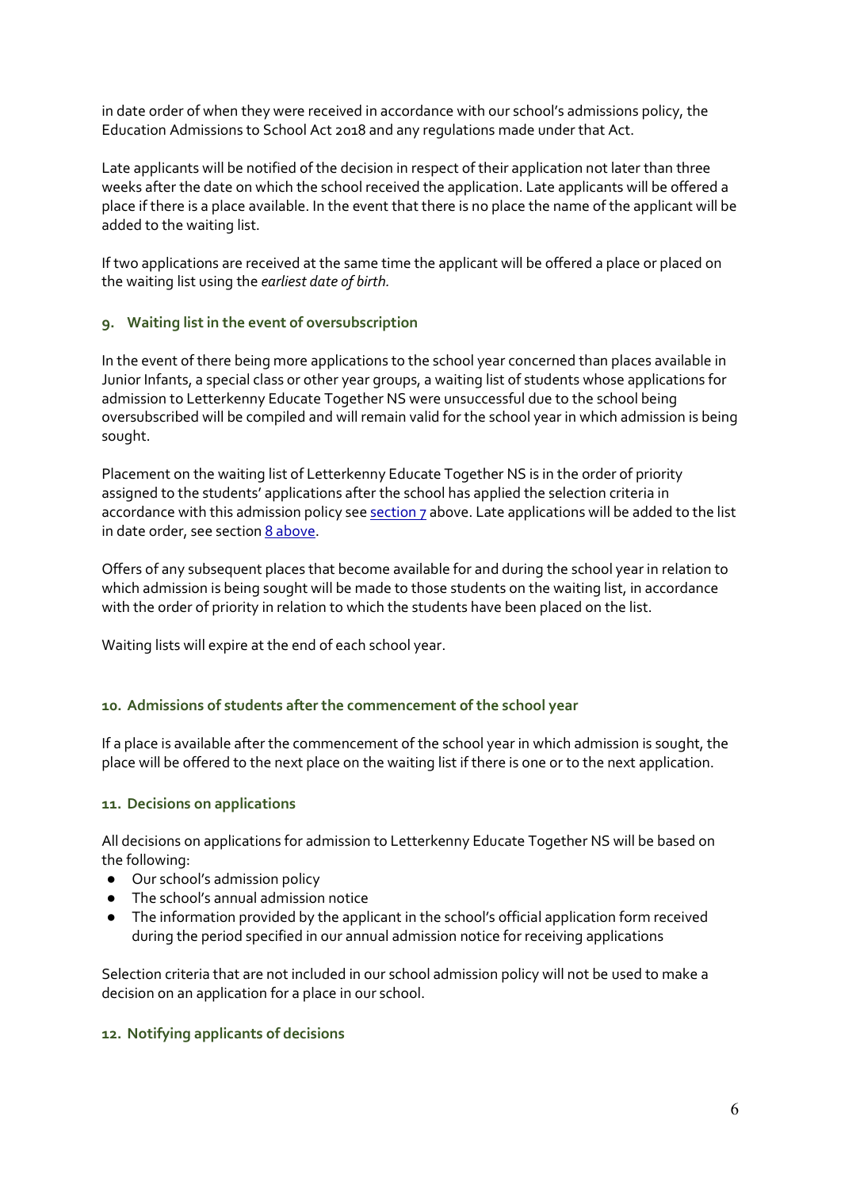in date order of when they were received in accordance with our school's admissions policy, the Education Admissions to School Act 2018 and any regulations made under that Act.

Late applicants will be notified of the decision in respect of their application not later than three weeks after the date on which the school received the application. Late applicants will be offered a place if there is a place available. In the event that there is no place the name of the applicant will be added to the waiting list.

If two applications are received at the same time the applicant will be offered a place or placed on the waiting list using the *earliest date of birth.*

### 9. Waiting list in the event of oversubscription

In the event of there being more applications to the school year concerned than places available in Junior Infants, a special class or other year groups, a waiting list of students whose applications for admission to Letterkenny Educate Together NS were unsuccessful due to the school being oversubscribed will be compiled and will remain valid for the school year in which admission is being sought.

Placement on the waiting list of Letterkenny Educate Together NS is in the order of priority assigned to the students' applications after the school has applied the selection criteria in accordance with this admission policy see section 7 above. Late applications will be added to the list in date order, see section 8 above.

Offers of any subsequent places that become available for and during the school year in relation to which admission is being sought will be made to those students on the waiting list, in accordance with the order of priority in relation to which the students have been placed on the list.

Waiting lists will expire at the end of each school year.

### 10. Admissions of students after the commencement of the school year

If a place is available after the commencement of the school year in which admission is sought, the place will be offered to the next place on the waiting list if there is one or to the next application.

### 11. Decisions on applications

All decisions on applications for admission to Letterkenny Educate Together NS will be based on the following:

- Our school's admission policy
- The school's annual admission notice
- The information provided by the applicant in the school's official application form received during the period specified in our annual admission notice for receiving applications

Selection criteria that are not included in our school admission policy will not be used to make a decision on an application for a place in our school.

### 12. Notifying applicants of decisions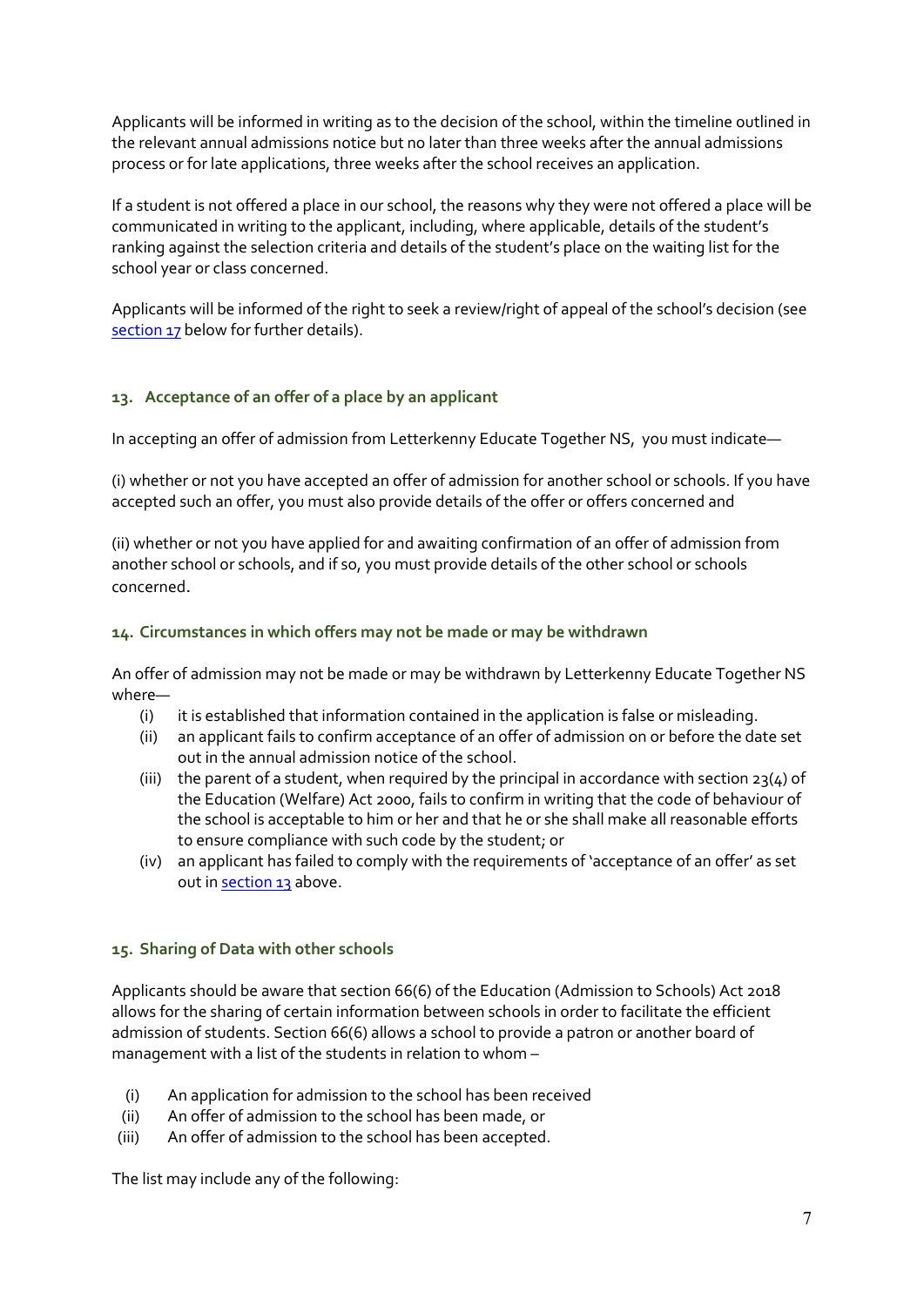Applicants will be informed in writing as to the decision of the school, within the timeline outlined in the relevant annual admissions notice but no later than three weeks after the annual admissions process or for late applications, three weeks after the school receives an application.

If a student is not offered a place in our school, the reasons why they were not offered a place will be communicated in writing to the applicant, including, where applicable, details of the student's ranking against the selection criteria and details of the student's place on the waiting list for the school year or class concerned.

Applicants will be informed of the right to seek a review/right of appeal of the school's decision (see section 17 below for further details).

### 13. Acceptance of an offer of a place by an applicant

In accepting an offer of admission from Letterkenny Educate Together NS, you must indicate—

(i) whether or not you have accepted an offer of admission for another school or schools. If you have accepted such an offer, you must also provide details of the offer or offers concerned and

(ii) whether or not you have applied for and awaiting confirmation of an offer of admission from another school or schools, and if so, you must provide details of the other school or schools concerned.

### 14. Circumstances in which offers may not be made or may be withdrawn

An offer of admission may not be made or may be withdrawn by Letterkenny Educate Together NS where—

- (i) it is established that information contained in the application is false or misleading.
- (ii) an applicant fails to confirm acceptance of an offer of admission on or before the date set out in the annual admission notice of the school.
- (iii) the parent of a student, when required by the principal in accordance with section 23(4) of the Education (Welfare) Act 2000, fails to confirm in writing that the code of behaviour of the school is acceptable to him or her and that he or she shall make all reasonable efforts to ensure compliance with such code by the student; or
- (iv) an applicant has failed to comply with the requirements of 'acceptance of an offer' as set out in section 13 above.

### 15. Sharing of Data with other schools

Applicants should be aware that section 66(6) of the Education (Admission to Schools) Act 2018 allows for the sharing of certain information between schools in order to facilitate the efficient admission of students. Section 66(6) allows a school to provide a patron or another board of management with a list of the students in relation to whom –

- (i) An application for admission to the school has been received
- (ii) An offer of admission to the school has been made, or
- (iii) An offer of admission to the school has been accepted.

The list may include any of the following: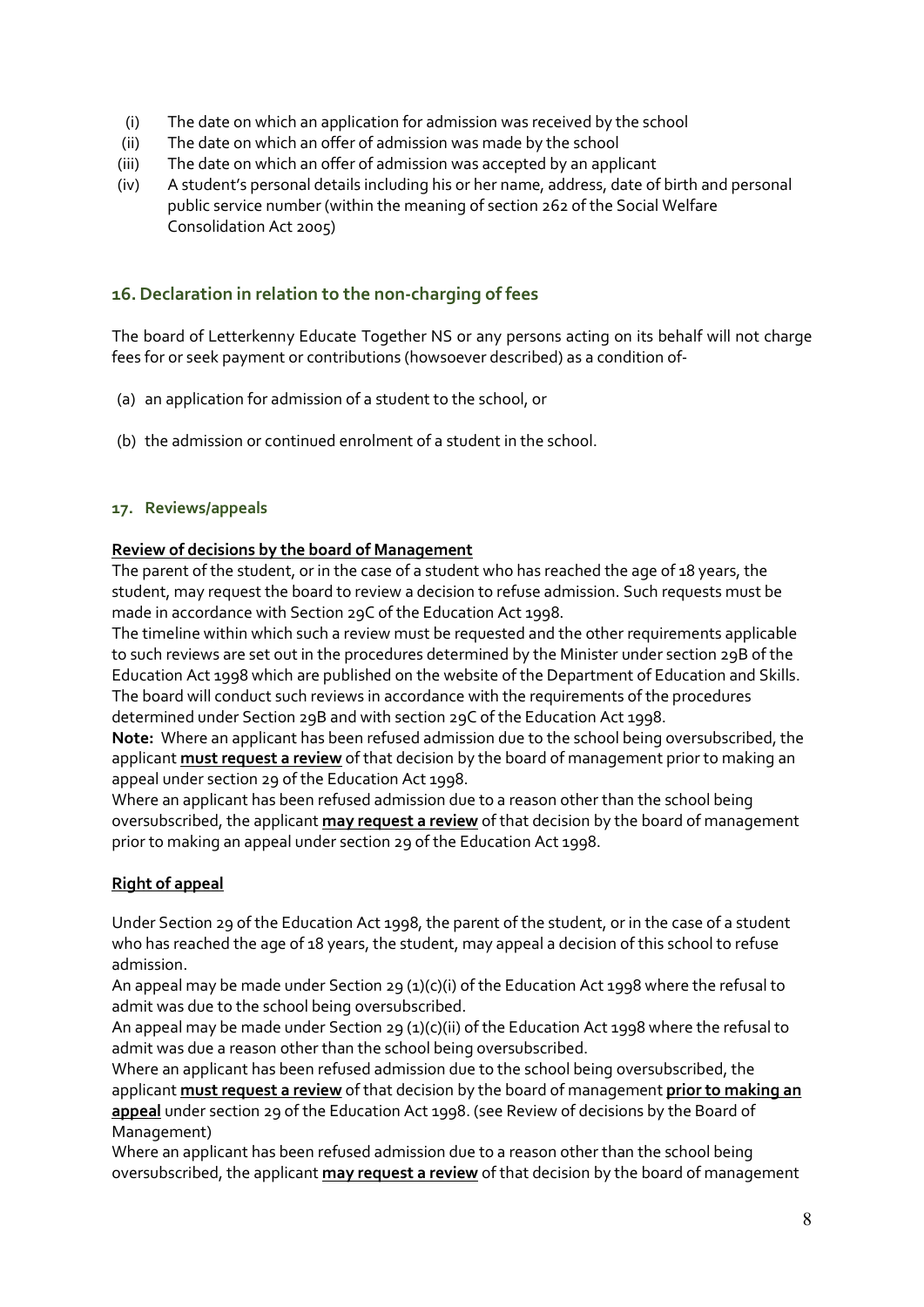(i) The date on which an application for admission was received by the school
(ii) The date on which an offer of admission was made by the school
(iii) The date on which an offer of admission was accepted by an applicant
(iv) A student's personal details including his or her name, address, date of birth and personal public service number (within the meaning of section 262 of the Social Welfare Consolidation Act 2005)

## 16. Declaration in relation to the non-charging of fees

The board of Letterkenny Educate Together NS or any persons acting on its behalf will not charge fees for or seek payment or contributions (howsoever described) as a condition of-

(a) an application for admission of a student to the school, or

(b) the admission or continued enrolment of a student in the school.

### 17. Reviews/appeals

**Review of decisions by the board of Management**

The parent of the student, or in the case of a student who has reached the age of 18 years, the student, may request the board to review a decision to refuse admission. Such requests must be made in accordance with Section 29C of the Education Act 1998.

The timeline within which such a review must be requested and the other requirements applicable to such reviews are set out in the procedures determined by the Minister under section 29B of the Education Act 1998 which are published on the website of the Department of Education and Skills. The board will conduct such reviews in accordance with the requirements of the procedures determined under Section 29B and with section 29C of the Education Act 1998.

**Note:** Where an applicant has been refused admission due to the school being oversubscribed, the applicant **must request a review** of that decision by the board of management prior to making an appeal under section 29 of the Education Act 1998.

Where an applicant has been refused admission due to a reason other than the school being oversubscribed, the applicant **may request a review** of that decision by the board of management prior to making an appeal under section 29 of the Education Act 1998.

**Right of appeal**

Under Section 29 of the Education Act 1998, the parent of the student, or in the case of a student who has reached the age of 18 years, the student, may appeal a decision of this school to refuse admission.

An appeal may be made under Section 29 (1)(c)(i) of the Education Act 1998 where the refusal to admit was due to the school being oversubscribed.

An appeal may be made under Section 29 (1)(c)(ii) of the Education Act 1998 where the refusal to admit was due a reason other than the school being oversubscribed.

Where an applicant has been refused admission due to the school being oversubscribed, the applicant **must request a review** of that decision by the board of management **prior to making an appeal** under section 29 of the Education Act 1998. (see Review of decisions by the Board of Management)

Where an applicant has been refused admission due to a reason other than the school being oversubscribed, the applicant **may request a review** of that decision by the board of management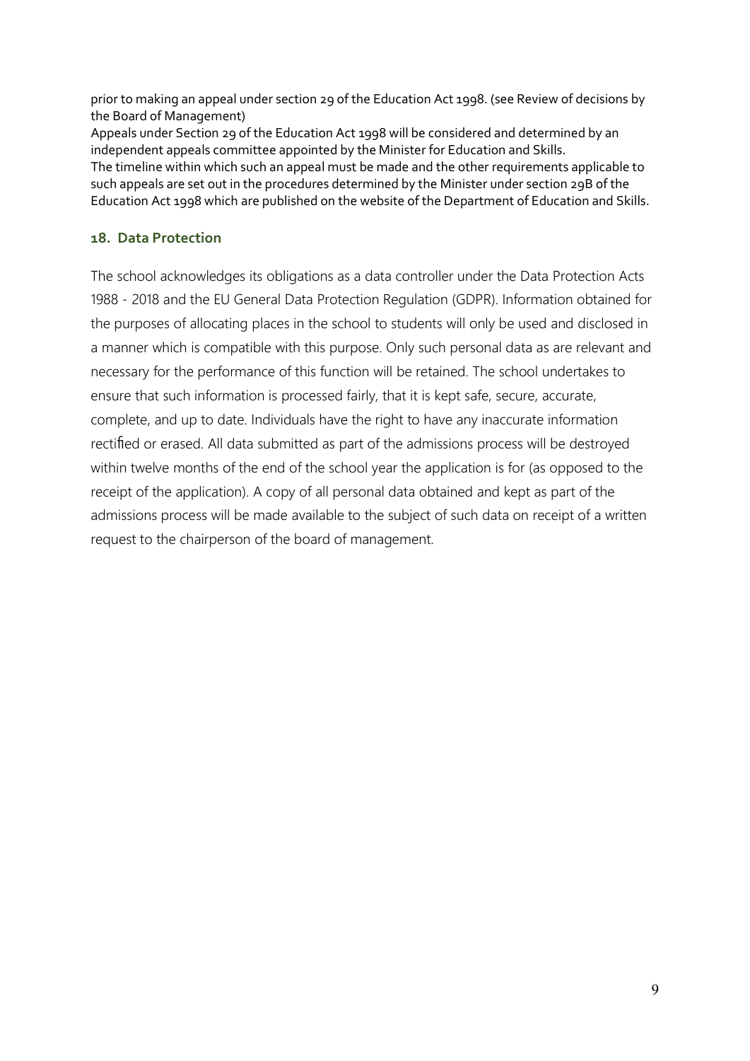prior to making an appeal under section 29 of the Education Act 1998. (see Review of decisions by the Board of Management)

Appeals under Section 29 of the Education Act 1998 will be considered and determined by an independent appeals committee appointed by the Minister for Education and Skills.

The timeline within which such an appeal must be made and the other requirements applicable to such appeals are set out in the procedures determined by the Minister under section 29B of the Education Act 1998 which are published on the website of the Department of Education and Skills.

## 18. Data Protection

The school acknowledges its obligations as a data controller under the Data Protection Acts 1988 - 2018 and the EU General Data Protection Regulation (GDPR). Information obtained for the purposes of allocating places in the school to students will only be used and disclosed in a manner which is compatible with this purpose. Only such personal data as are relevant and necessary for the performance of this function will be retained. The school undertakes to ensure that such information is processed fairly, that it is kept safe, secure, accurate, complete, and up to date. Individuals have the right to have any inaccurate information rectified or erased. All data submitted as part of the admissions process will be destroyed within twelve months of the end of the school year the application is for (as opposed to the receipt of the application). A copy of all personal data obtained and kept as part of the admissions process will be made available to the subject of such data on receipt of a written request to the chairperson of the board of management.